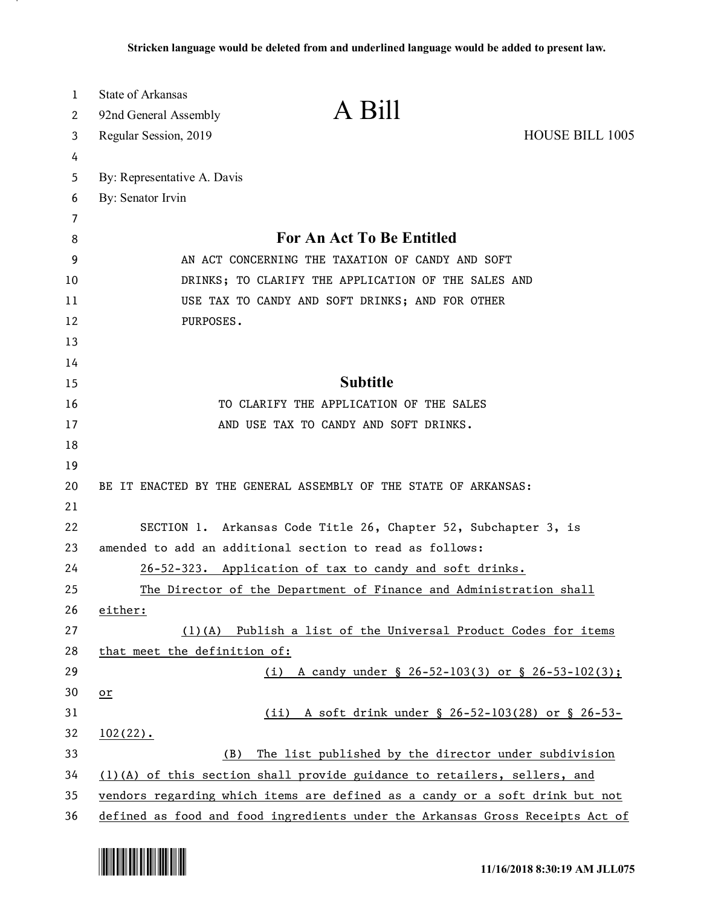**Stricken language would be deleted from and underlined language would be added to present law.**

State of Arkansas
92nd General Assembly
Regular Session, 2019

# A Bill

HOUSE BILL 1005

By: Representative A. Davis
By: Senator Irvin

## For An Act To Be Entitled

AN ACT CONCERNING THE TAXATION OF CANDY AND SOFT DRINKS; TO CLARIFY THE APPLICATION OF THE SALES AND USE TAX TO CANDY AND SOFT DRINKS; AND FOR OTHER PURPOSES.

## Subtitle

TO CLARIFY THE APPLICATION OF THE SALES AND USE TAX TO CANDY AND SOFT DRINKS.

BE IT ENACTED BY THE GENERAL ASSEMBLY OF THE STATE OF ARKANSAS:

SECTION 1. Arkansas Code Title 26, Chapter 52, Subchapter 3, is amended to add an additional section to read as follows:

26-52-323. Application of tax to candy and soft drinks.

The Director of the Department of Finance and Administration shall either:

(1)(A) Publish a list of the Universal Product Codes for items that meet the definition of:

(i) A candy under § 26-52-103(3) or § 26-53-102(3); or

(ii) A soft drink under § 26-52-103(28) or § 26-53-102(22).

(B) The list published by the director under subdivision (1)(A) of this section shall provide guidance to retailers, sellers, and vendors regarding which items are defined as a candy or a soft drink but not defined as food and food ingredients under the Arkansas Gross Receipts Act of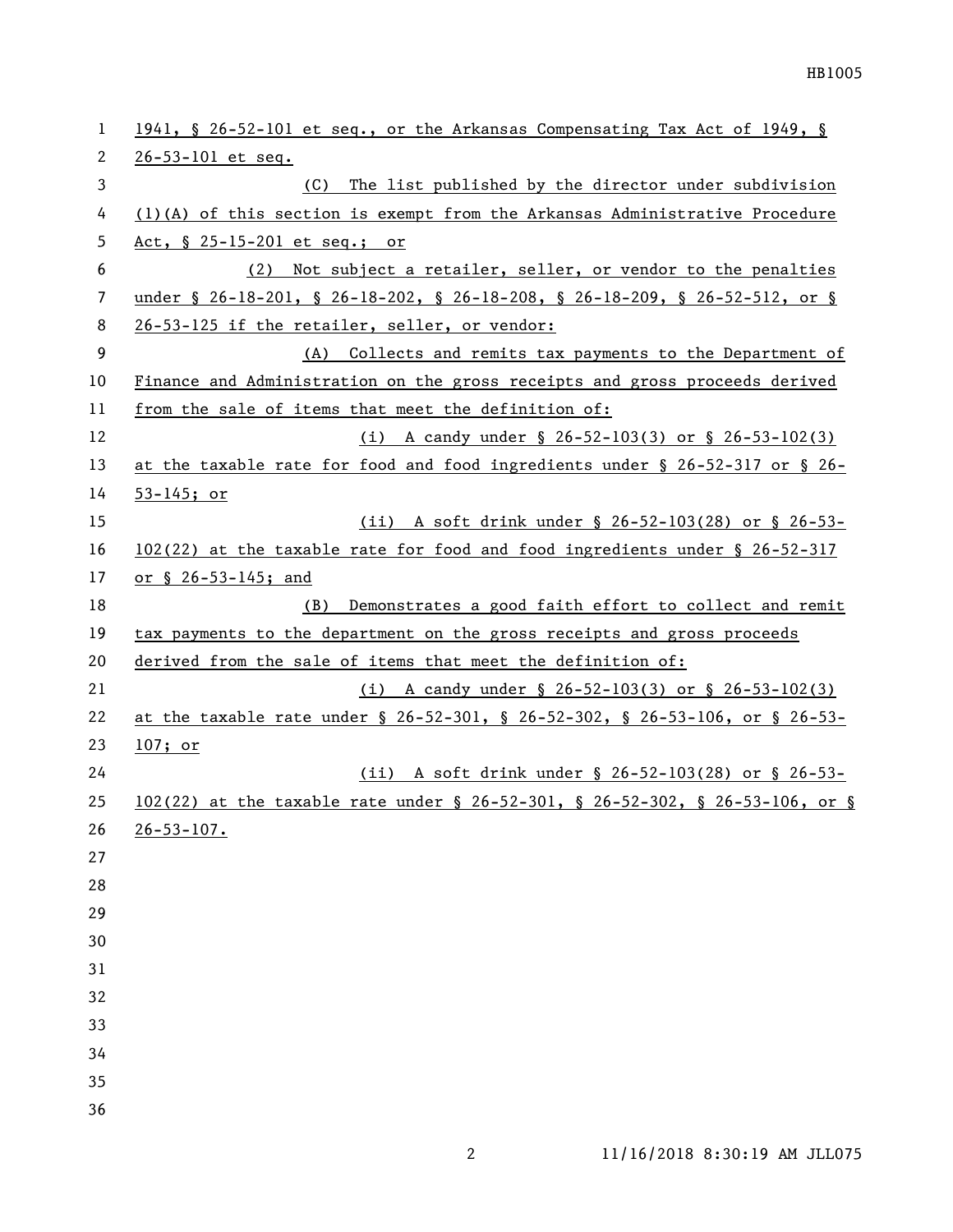1941, § 26-52-101 et seq., or the Arkansas Compensating Tax Act of 1949, § 26-53-101 et seq.

(C) The list published by the director under subdivision (1)(A) of this section is exempt from the Arkansas Administrative Procedure Act, § 25-15-201 et seq.; or

(2) Not subject a retailer, seller, or vendor to the penalties under § 26-18-201, § 26-18-202, § 26-18-208, § 26-18-209, § 26-52-512, or § 26-53-125 if the retailer, seller, or vendor:

(A) Collects and remits tax payments to the Department of Finance and Administration on the gross receipts and gross proceeds derived from the sale of items that meet the definition of:

(i) A candy under § 26-52-103(3) or § 26-53-102(3) at the taxable rate for food and food ingredients under § 26-52-317 or § 26-53-145; or

(ii) A soft drink under § 26-52-103(28) or § 26-53-102(22) at the taxable rate for food and food ingredients under § 26-52-317 or § 26-53-145; and

(B) Demonstrates a good faith effort to collect and remit tax payments to the department on the gross receipts and gross proceeds derived from the sale of items that meet the definition of:

(i) A candy under § 26-52-103(3) or § 26-53-102(3) at the taxable rate under § 26-52-301, § 26-52-302, § 26-53-106, or § 26-53-107; or

(ii) A soft drink under § 26-52-103(28) or § 26-53-102(22) at the taxable rate under § 26-52-301, § 26-52-302, § 26-53-106, or § 26-53-107.